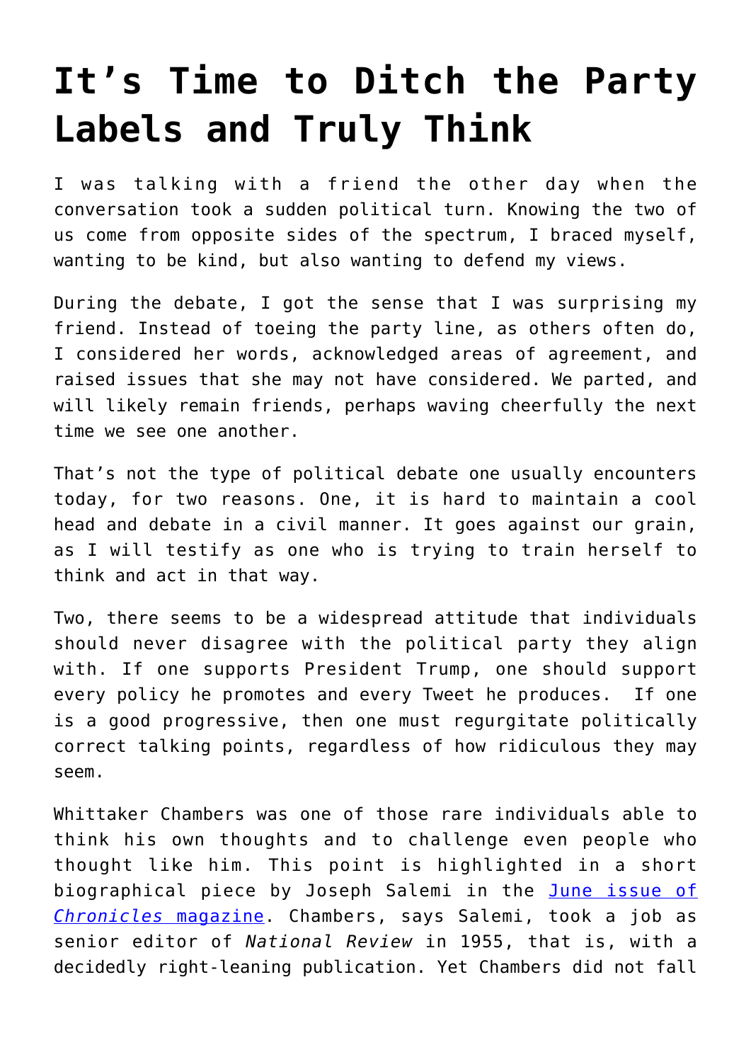# It's Time to Ditch the Party Labels and Truly Think

I was talking with a friend the other day when the conversation took a sudden political turn. Knowing the two of us come from opposite sides of the spectrum, I braced myself, wanting to be kind, but also wanting to defend my views.

During the debate, I got the sense that I was surprising my friend. Instead of toeing the party line, as others often do, I considered her words, acknowledged areas of agreement, and raised issues that she may not have considered. We parted, and will likely remain friends, perhaps waving cheerfully the next time we see one another.

That's not the type of political debate one usually encounters today, for two reasons. One, it is hard to maintain a cool head and debate in a civil manner. It goes against our grain, as I will testify as one who is trying to train herself to think and act in that way.

Two, there seems to be a widespread attitude that individuals should never disagree with the political party they align with. If one supports President Trump, one should support every policy he promotes and every Tweet he produces. If one is a good progressive, then one must regurgitate politically correct talking points, regardless of how ridiculous they may seem.

Whittaker Chambers was one of those rare individuals able to think his own thoughts and to challenge even people who thought like him. This point is highlighted in a short biographical piece by Joseph Salemi in the [June issue of *Chronicles* magazine](). Chambers, says Salemi, took a job as senior editor of *National Review* in 1955, that is, with a decidedly right-leaning publication. Yet Chambers did not fall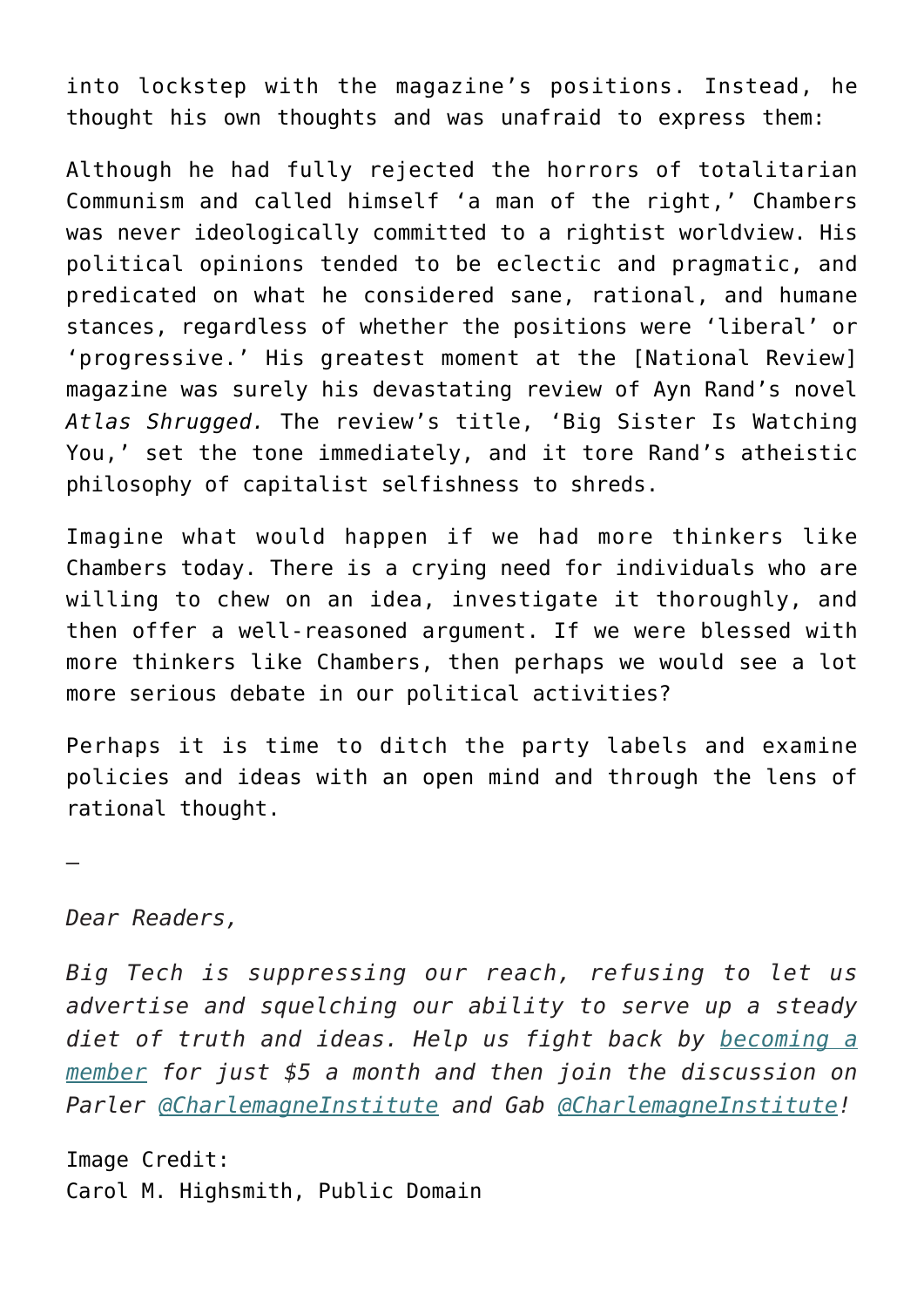into lockstep with the magazine's positions. Instead, he thought his own thoughts and was unafraid to express them:

Although he had fully rejected the horrors of totalitarian Communism and called himself 'a man of the right,' Chambers was never ideologically committed to a rightist worldview. His political opinions tended to be eclectic and pragmatic, and predicated on what he considered sane, rational, and humane stances, regardless of whether the positions were 'liberal' or 'progressive.' His greatest moment at the [National Review] magazine was surely his devastating review of Ayn Rand's novel *Atlas Shrugged.* The review's title, 'Big Sister Is Watching You,' set the tone immediately, and it tore Rand's atheistic philosophy of capitalist selfishness to shreds.

Imagine what would happen if we had more thinkers like Chambers today. There is a crying need for individuals who are willing to chew on an idea, investigate it thoroughly, and then offer a well-reasoned argument. If we were blessed with more thinkers like Chambers, then perhaps we would see a lot more serious debate in our political activities?

Perhaps it is time to ditch the party labels and examine policies and ideas with an open mind and through the lens of rational thought.

—

*Dear Readers,*

*Big Tech is suppressing our reach, refusing to let us advertise and squelching our ability to serve up a steady diet of truth and ideas. Help us fight back by becoming a member for just $5 a month and then join the discussion on Parler @CharlemagneInstitute and Gab @CharlemagneInstitute!*

Image Credit:
Carol M. Highsmith, Public Domain